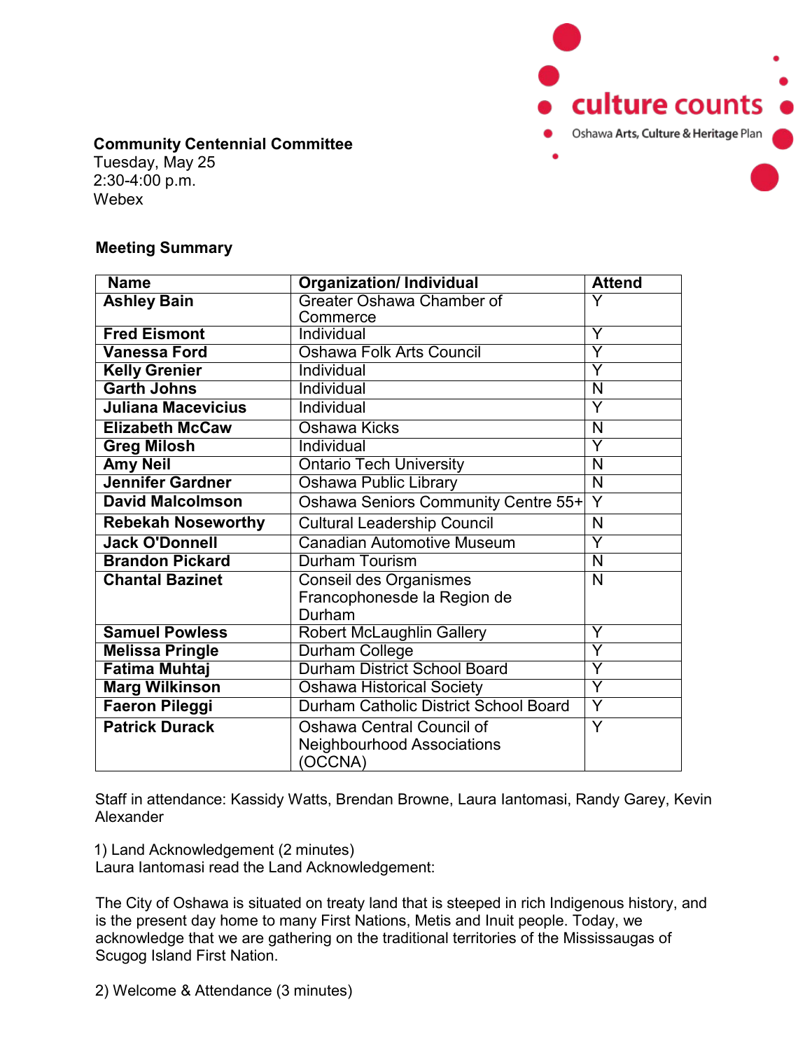culture counts
Oshawa Arts, Culture & Heritage Plan

**Community Centennial Committee**
Tuesday, May 25
2:30-4:00 p.m.
Webex

**Meeting Summary**

| Name | Organization/ Individual | Attend |
|---|---|---|
| **Ashley Bain** | Greater Oshawa Chamber of Commerce | Y |
| **Fred Eismont** | Individual | Y |
| **Vanessa Ford** | Oshawa Folk Arts Council | Y |
| **Kelly Grenier** | Individual | Y |
| **Garth Johns** | Individual | N |
| **Juliana Macevicius** | Individual | Y |
| **Elizabeth McCaw** | Oshawa Kicks | N |
| **Greg Milosh** | Individual | Y |
| **Amy Neil** | Ontario Tech University | N |
| **Jennifer Gardner** | Oshawa Public Library | N |
| **David Malcolmson** | Oshawa Seniors Community Centre 55+ | Y |
| **Rebekah Noseworthy** | Cultural Leadership Council | N |
| **Jack O'Donnell** | Canadian Automotive Museum | Y |
| **Brandon Pickard** | Durham Tourism | N |
| **Chantal Bazinet** | Conseil des Organismes Francophonesde la Region de Durham | N |
| **Samuel Powless** | Robert McLaughlin Gallery | Y |
| **Melissa Pringle** | Durham College | Y |
| **Fatima Muhtaj** | Durham District School Board | Y |
| **Marg Wilkinson** | Oshawa Historical Society | Y |
| **Faeron Pileggi** | Durham Catholic District School Board | Y |
| **Patrick Durack** | Oshawa Central Council of Neighbourhood Associations (OCCNA) | Y |

Staff in attendance: Kassidy Watts, Brendan Browne, Laura Iantomasi, Randy Garey, Kevin Alexander

1) Land Acknowledgement (2 minutes)
Laura Iantomasi read the Land Acknowledgement:

The City of Oshawa is situated on treaty land that is steeped in rich Indigenous history, and is the present day home to many First Nations, Metis and Inuit people. Today, we acknowledge that we are gathering on the traditional territories of the Mississaugas of Scugog Island First Nation.

2) Welcome & Attendance (3 minutes)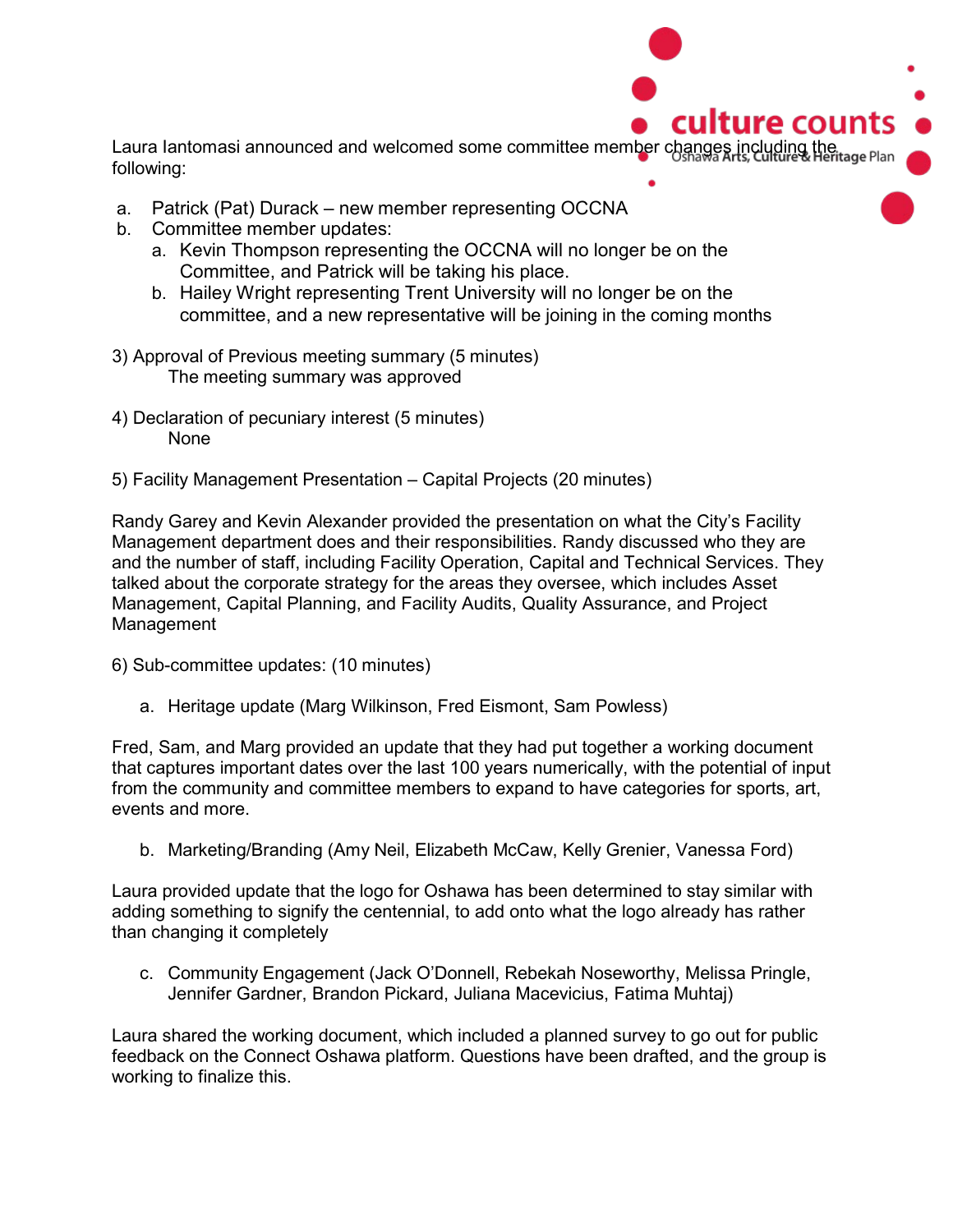Laura Iantomasi announced and welcomed some committee member changes including the following:

a. Patrick (Pat) Durack – new member representing OCCNA
b. Committee member updates:
   a. Kevin Thompson representing the OCCNA will no longer be on the Committee, and Patrick will be taking his place.
   b. Hailey Wright representing Trent University will no longer be on the committee, and a new representative will be joining in the coming months

3) Approval of Previous meeting summary (5 minutes)
The meeting summary was approved

4) Declaration of pecuniary interest (5 minutes)
None

5) Facility Management Presentation – Capital Projects (20 minutes)

Randy Garey and Kevin Alexander provided the presentation on what the City's Facility Management department does and their responsibilities. Randy discussed who they are and the number of staff, including Facility Operation, Capital and Technical Services. They talked about the corporate strategy for the areas they oversee, which includes Asset Management, Capital Planning, and Facility Audits, Quality Assurance, and Project Management

6) Sub-committee updates: (10 minutes)

a. Heritage update (Marg Wilkinson, Fred Eismont, Sam Powless)

Fred, Sam, and Marg provided an update that they had put together a working document that captures important dates over the last 100 years numerically, with the potential of input from the community and committee members to expand to have categories for sports, art, events and more.

b. Marketing/Branding (Amy Neil, Elizabeth McCaw, Kelly Grenier, Vanessa Ford)

Laura provided update that the logo for Oshawa has been determined to stay similar with adding something to signify the centennial, to add onto what the logo already has rather than changing it completely

c. Community Engagement (Jack O'Donnell, Rebekah Noseworthy, Melissa Pringle, Jennifer Gardner, Brandon Pickard, Juliana Macevicius, Fatima Muhtaj)

Laura shared the working document, which included a planned survey to go out for public feedback on the Connect Oshawa platform. Questions have been drafted, and the group is working to finalize this.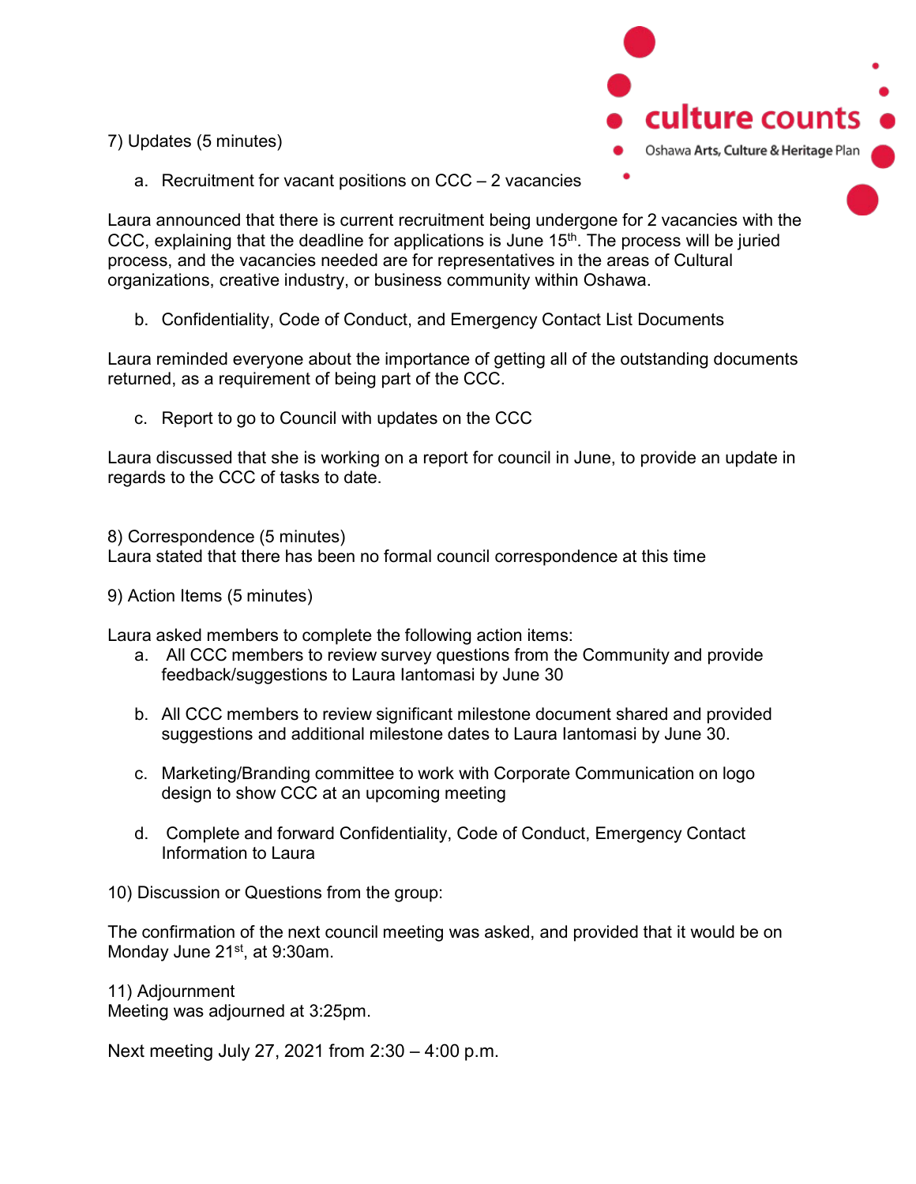7) Updates (5 minutes)

a. Recruitment for vacant positions on CCC – 2 vacancies

Laura announced that there is current recruitment being undergone for 2 vacancies with the CCC, explaining that the deadline for applications is June 15th. The process will be juried process, and the vacancies needed are for representatives in the areas of Cultural organizations, creative industry, or business community within Oshawa.

b. Confidentiality, Code of Conduct, and Emergency Contact List Documents

Laura reminded everyone about the importance of getting all of the outstanding documents returned, as a requirement of being part of the CCC.

c. Report to go to Council with updates on the CCC

Laura discussed that she is working on a report for council in June, to provide an update in regards to the CCC of tasks to date.

8) Correspondence (5 minutes)
Laura stated that there has been no formal council correspondence at this time

9) Action Items (5 minutes)

Laura asked members to complete the following action items:

a. All CCC members to review survey questions from the Community and provide feedback/suggestions to Laura Iantomasi by June 30

b. All CCC members to review significant milestone document shared and provided suggestions and additional milestone dates to Laura Iantomasi by June 30.

c. Marketing/Branding committee to work with Corporate Communication on logo design to show CCC at an upcoming meeting

d. Complete and forward Confidentiality, Code of Conduct, Emergency Contact Information to Laura

10) Discussion or Questions from the group:

The confirmation of the next council meeting was asked, and provided that it would be on Monday June 21st, at 9:30am.

11) Adjournment
Meeting was adjourned at 3:25pm.

Next meeting July 27, 2021 from 2:30 – 4:00 p.m.